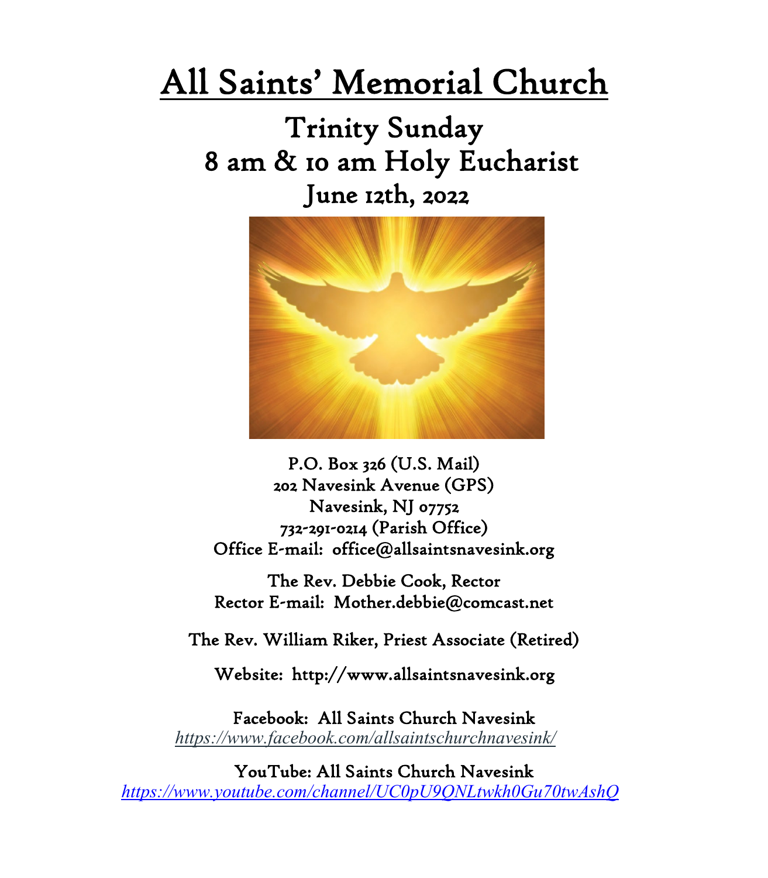# All Saints' Memorial Church

## Trinity Sunday
## 8 am & 10 am Holy Eucharist
## June 12th, 2022

P.O. Box 326 (U.S. Mail)
202 Navesink Avenue (GPS)
Navesink, NJ 07752
732-291-0214 (Parish Office)
Office E-mail: office@allsaintsnavesink.org

The Rev. Debbie Cook, Rector
Rector E-mail: Mother.debbie@comcast.net

The Rev. William Riker, Priest Associate (Retired)

Website: http://www.allsaintsnavesink.org

Facebook: All Saints Church Navesink
*https://www.facebook.com/allsaintschurchnavesink/*

YouTube: All Saints Church Navesink
*https://www.youtube.com/channel/UC0pU9QNLtwkh0Gu70twAshQ*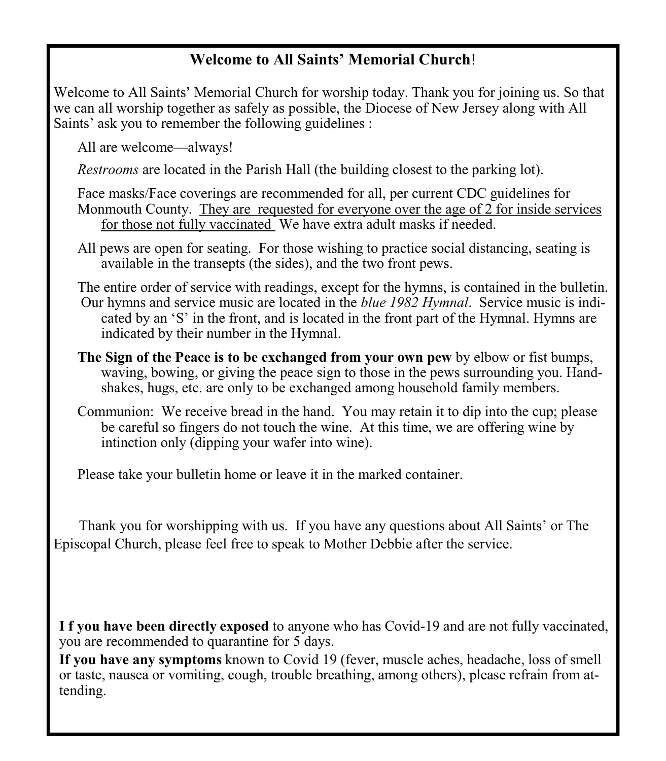## **Welcome to All Saints' Memorial Church**!

Welcome to All Saints' Memorial Church for worship today. Thank you for joining us. So that we can all worship together as safely as possible, the Diocese of New Jersey along with All Saints' ask you to remember the following guidelines :

All are welcome—always!

*Restrooms* are located in the Parish Hall (the building closest to the parking lot).

Face masks/Face coverings are recommended for all, per current CDC guidelines for Monmouth County. <u>They are requested for everyone over the age of 2 for inside services for those not fully vaccinated</u> We have extra adult masks if needed.

All pews are open for seating. For those wishing to practice social distancing, seating is available in the transepts (the sides), and the two front pews.

The entire order of service with readings, except for the hymns, is contained in the bulletin. Our hymns and service music are located in the *blue 1982 Hymnal*. Service music is indicated by an 'S' in the front, and is located in the front part of the Hymnal. Hymns are indicated by their number in the Hymnal.

**The Sign of the Peace is to be exchanged from your own pew** by elbow or fist bumps, waving, bowing, or giving the peace sign to those in the pews surrounding you. Handshakes, hugs, etc. are only to be exchanged among household family members.

Communion: We receive bread in the hand. You may retain it to dip into the cup; please be careful so fingers do not touch the wine. At this time, we are offering wine by intinction only (dipping your wafer into wine).

Please take your bulletin home or leave it in the marked container.

Thank you for worshipping with us. If you have any questions about All Saints' or The Episcopal Church, please feel free to speak to Mother Debbie after the service.

**I f you have been directly exposed** to anyone who has Covid-19 and are not fully vaccinated, you are recommended to quarantine for 5 days.

**If you have any symptoms** known to Covid 19 (fever, muscle aches, headache, loss of smell or taste, nausea or vomiting, cough, trouble breathing, among others), please refrain from attending.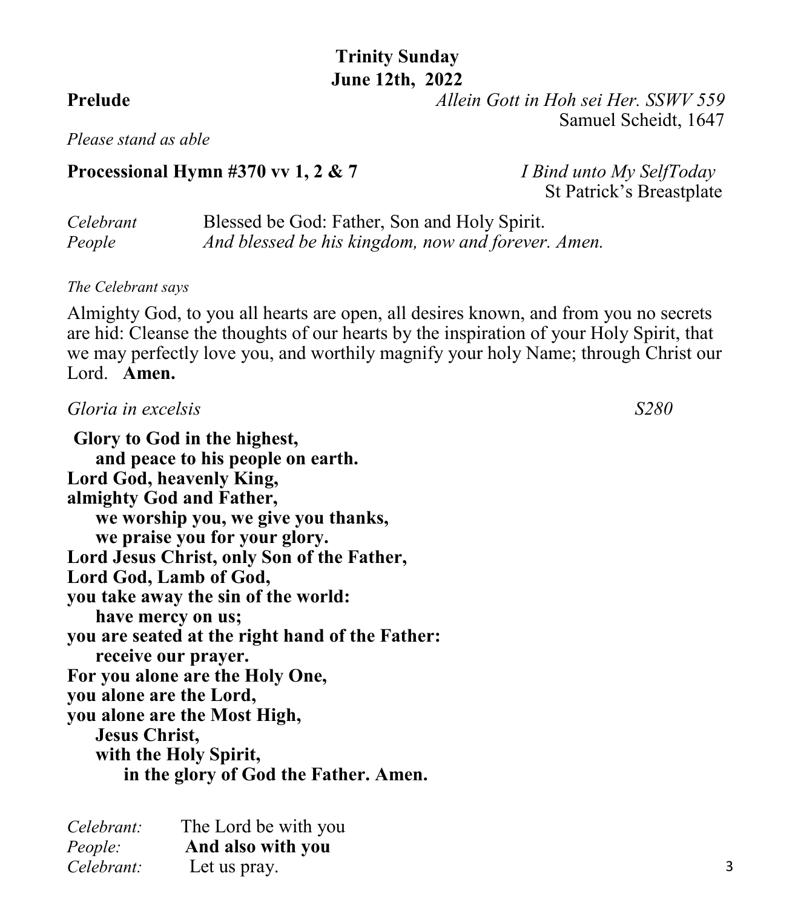## Trinity Sunday
## June 12th, 2022

**Prelude** *Allein Gott in Hoh sei Her. SSWV 559*
Samuel Scheidt, 1647

*Please stand as able*

**Processional Hymn #370 vv 1, 2 & 7** *I Bind unto My SelfToday*
St Patrick's Breastplate

*Celebrant* Blessed be God: Father, Son and Holy Spirit.
*People* *And blessed be his kingdom, now and forever. Amen.*

*The Celebrant says*

Almighty God, to you all hearts are open, all desires known, and from you no secrets are hid: Cleanse the thoughts of our hearts by the inspiration of your Holy Spirit, that we may perfectly love you, and worthily magnify your holy Name; through Christ our Lord. **Amen.**

*Gloria in excelsis* *S280*

**Glory to God in the highest,**
**and peace to his people on earth.**
**Lord God, heavenly King,**
**almighty God and Father,**
**we worship you, we give you thanks,**
**we praise you for your glory.**
**Lord Jesus Christ, only Son of the Father,**
**Lord God, Lamb of God,**
**you take away the sin of the world:**
**have mercy on us;**
**you are seated at the right hand of the Father:**
**receive our prayer.**
**For you alone are the Holy One,**
**you alone are the Lord,**
**you alone are the Most High,**
**Jesus Christ,**
**with the Holy Spirit,**
**in the glory of God the Father. Amen.**

*Celebrant:* The Lord be with you
*People:* **And also with you**
*Celebrant:* Let us pray.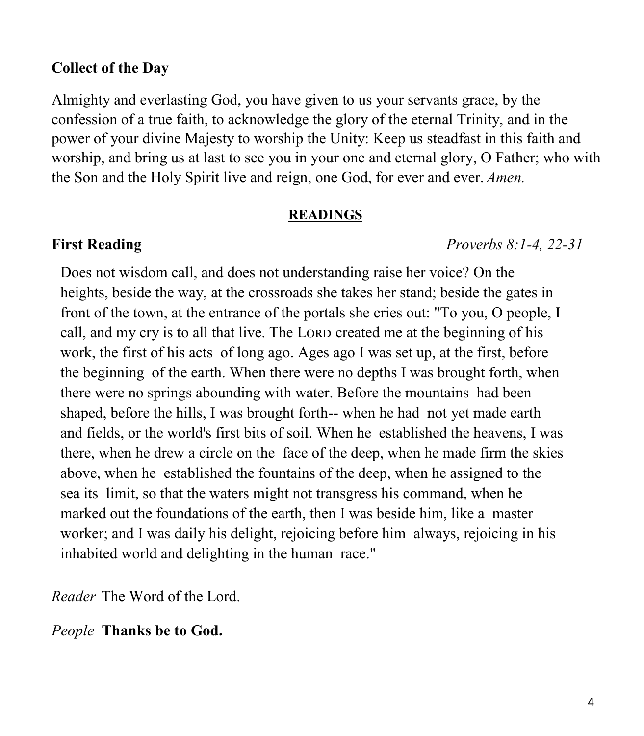**Collect of the Day**

Almighty and everlasting God, you have given to us your servants grace, by the confession of a true faith, to acknowledge the glory of the eternal Trinity, and in the power of your divine Majesty to worship the Unity: Keep us steadfast in this faith and worship, and bring us at last to see you in your one and eternal glory, O Father; who with the Son and the Holy Spirit live and reign, one God, for ever and ever. *Amen.*

**READINGS**

**First Reading** *Proverbs 8:1-4, 22-31*

Does not wisdom call, and does not understanding raise her voice? On the heights, beside the way, at the crossroads she takes her stand; beside the gates in front of the town, at the entrance of the portals she cries out: "To you, O people, I call, and my cry is to all that live. The LORD created me at the beginning of his work, the first of his acts of long ago. Ages ago I was set up, at the first, before the beginning of the earth. When there were no depths I was brought forth, when there were no springs abounding with water. Before the mountains had been shaped, before the hills, I was brought forth-- when he had not yet made earth and fields, or the world's first bits of soil. When he established the heavens, I was there, when he drew a circle on the face of the deep, when he made firm the skies above, when he established the fountains of the deep, when he assigned to the sea its limit, so that the waters might not transgress his command, when he marked out the foundations of the earth, then I was beside him, like a master worker; and I was daily his delight, rejoicing before him always, rejoicing in his inhabited world and delighting in the human race."

*Reader* The Word of the Lord.

*People* **Thanks be to God.**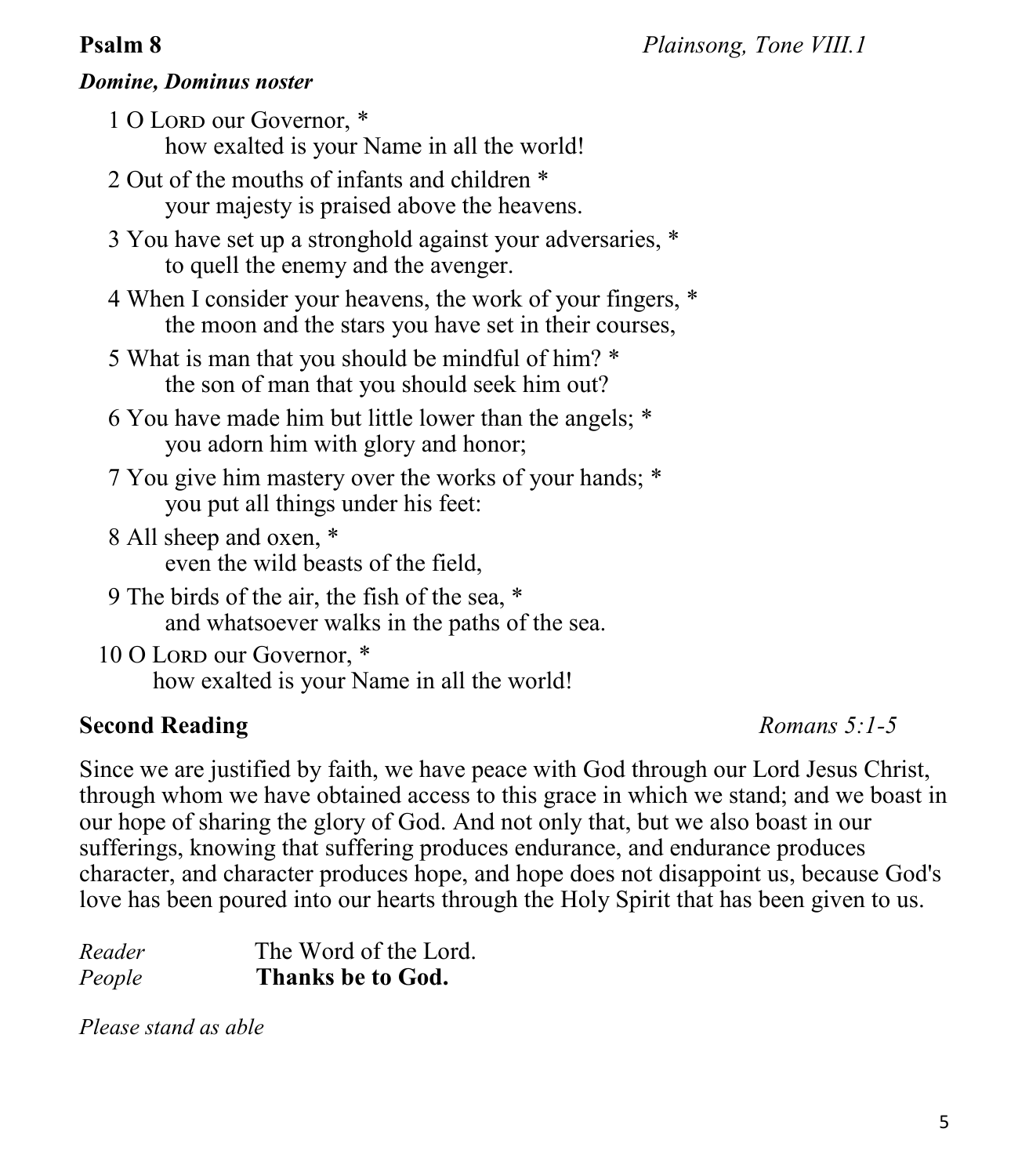**Psalm 8** *Plainsong, Tone VIII.1*

***Domine, Dominus noster***

1 O Lord our Governor, *
how exalted is your Name in all the world!

2 Out of the mouths of infants and children *
your majesty is praised above the heavens.

3 You have set up a stronghold against your adversaries, *
to quell the enemy and the avenger.

4 When I consider your heavens, the work of your fingers, *
the moon and the stars you have set in their courses,

5 What is man that you should be mindful of him? *
the son of man that you should seek him out?

6 You have made him but little lower than the angels; *
you adorn him with glory and honor;

7 You give him mastery over the works of your hands; *
you put all things under his feet:

8 All sheep and oxen, *
even the wild beasts of the field,

9 The birds of the air, the fish of the sea, *
and whatsoever walks in the paths of the sea.

10 O Lord our Governor, *
how exalted is your Name in all the world!

**Second Reading** *Romans 5:1-5*

Since we are justified by faith, we have peace with God through our Lord Jesus Christ, through whom we have obtained access to this grace in which we stand; and we boast in our hope of sharing the glory of God. And not only that, but we also boast in our sufferings, knowing that suffering produces endurance, and endurance produces character, and character produces hope, and hope does not disappoint us, because God's love has been poured into our hearts through the Holy Spirit that has been given to us.

*Reader* The Word of the Lord.
*People* **Thanks be to God.**

*Please stand as able*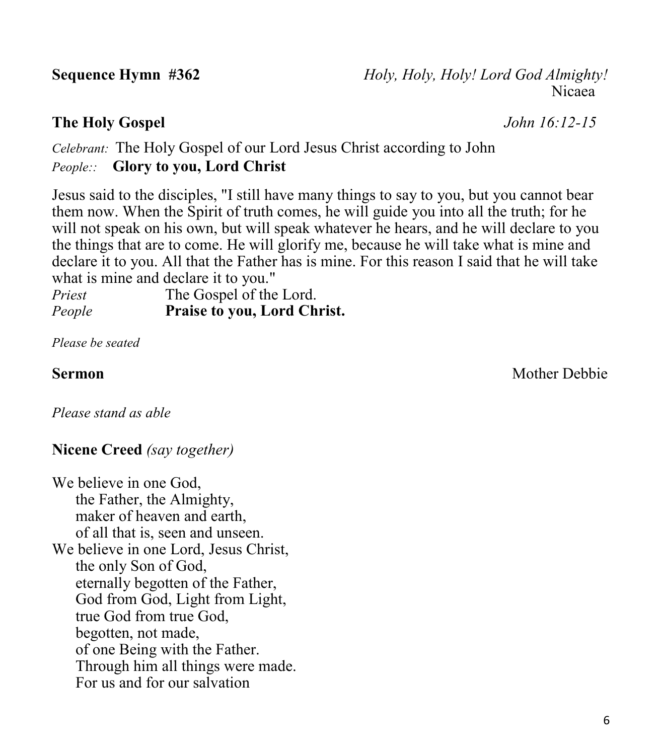**Sequence Hymn #362** *Holy, Holy, Holy! Lord God Almighty!*
Nicaea

**The Holy Gospel** *John 16:12-15*

*Celebrant:* The Holy Gospel of our Lord Jesus Christ according to John
*People::* **Glory to you, Lord Christ**

Jesus said to the disciples, "I still have many things to say to you, but you cannot bear them now. When the Spirit of truth comes, he will guide you into all the truth; for he will not speak on his own, but will speak whatever he hears, and he will declare to you the things that are to come. He will glorify me, because he will take what is mine and declare it to you. All that the Father has is mine. For this reason I said that he will take what is mine and declare it to you."

*Priest* The Gospel of the Lord.
*People* **Praise to you, Lord Christ.**

*Please be seated*

**Sermon** Mother Debbie

*Please stand as able*

**Nicene Creed** *(say together)*

We believe in one God,
the Father, the Almighty,
maker of heaven and earth,
of all that is, seen and unseen.
We believe in one Lord, Jesus Christ,
the only Son of God,
eternally begotten of the Father,
God from God, Light from Light,
true God from true God,
begotten, not made,
of one Being with the Father.
Through him all things were made.
For us and for our salvation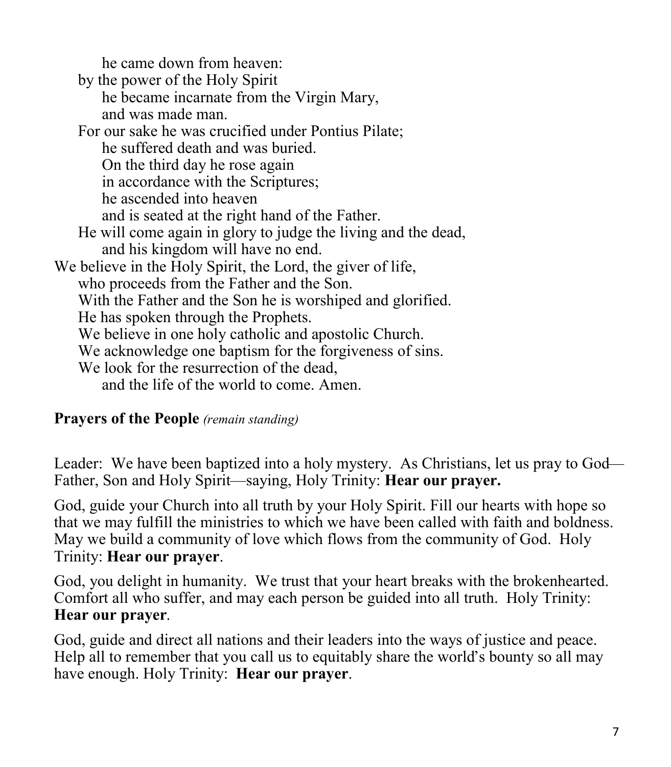he came down from heaven:  
by the power of the Holy Spirit  
he became incarnate from the Virgin Mary,  
and was made man.  
For our sake he was crucified under Pontius Pilate;  
he suffered death and was buried.  
On the third day he rose again  
in accordance with the Scriptures;  
he ascended into heaven  
and is seated at the right hand of the Father.  
He will come again in glory to judge the living and the dead,  
and his kingdom will have no end.  
We believe in the Holy Spirit, the Lord, the giver of life,  
who proceeds from the Father and the Son.  
With the Father and the Son he is worshiped and glorified.  
He has spoken through the Prophets.  
We believe in one holy catholic and apostolic Church.  
We acknowledge one baptism for the forgiveness of sins.  
We look for the resurrection of the dead,  
and the life of the world to come. Amen.

**Prayers of the People** *(remain standing)*

Leader: We have been baptized into a holy mystery. As Christians, let us pray to God—Father, Son and Holy Spirit—saying, Holy Trinity: **Hear our prayer.**

God, guide your Church into all truth by your Holy Spirit. Fill our hearts with hope so that we may fulfill the ministries to which we have been called with faith and boldness. May we build a community of love which flows from the community of God. Holy Trinity: **Hear our prayer**.

God, you delight in humanity. We trust that your heart breaks with the brokenhearted. Comfort all who suffer, and may each person be guided into all truth. Holy Trinity: **Hear our prayer**.

God, guide and direct all nations and their leaders into the ways of justice and peace. Help all to remember that you call us to equitably share the world's bounty so all may have enough. Holy Trinity: **Hear our prayer**.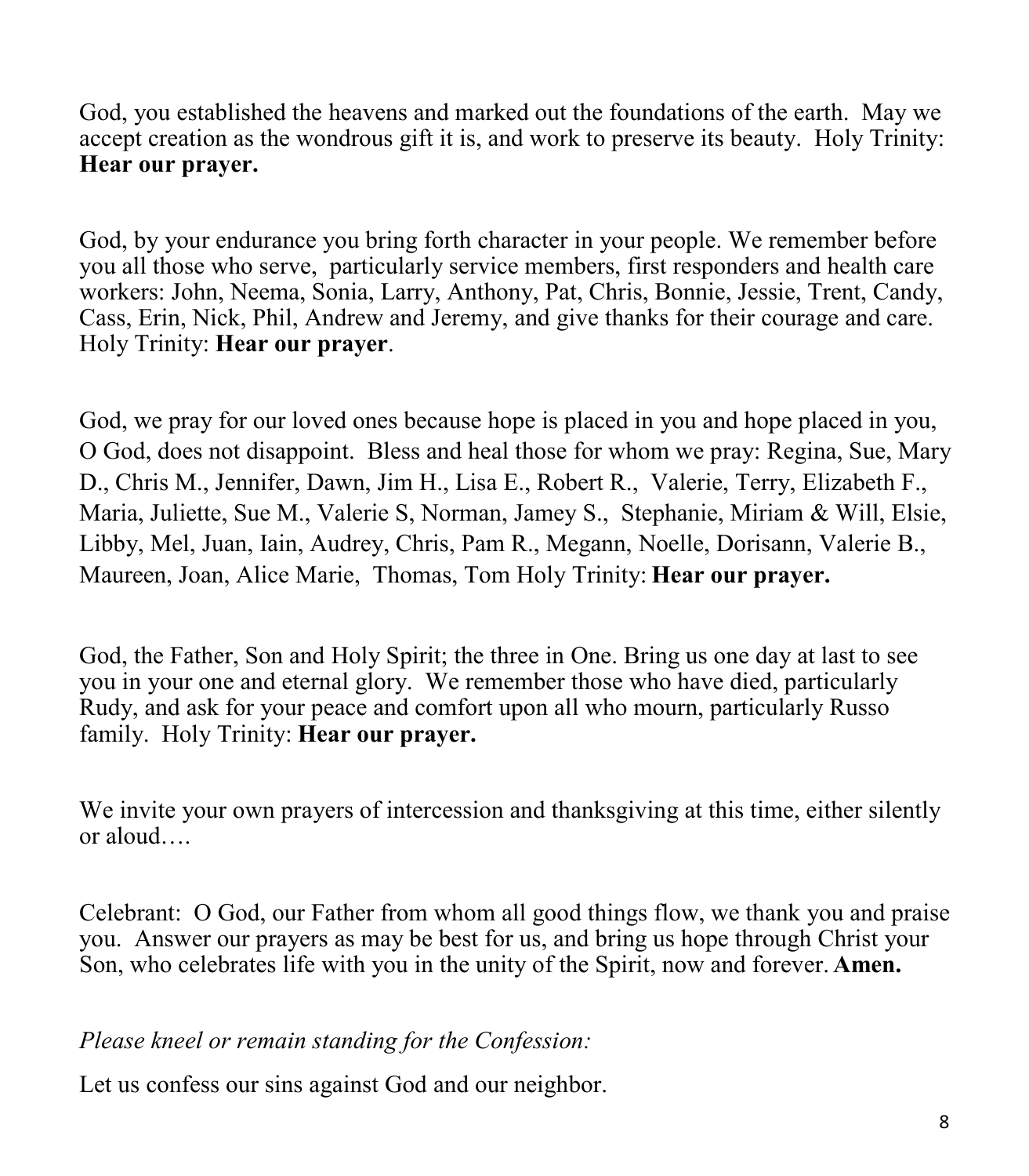God, you established the heavens and marked out the foundations of the earth. May we accept creation as the wondrous gift it is, and work to preserve its beauty. Holy Trinity: **Hear our prayer.**

God, by your endurance you bring forth character in your people. We remember before you all those who serve, particularly service members, first responders and health care workers: John, Neema, Sonia, Larry, Anthony, Pat, Chris, Bonnie, Jessie, Trent, Candy, Cass, Erin, Nick, Phil, Andrew and Jeremy, and give thanks for their courage and care. Holy Trinity: **Hear our prayer**.

God, we pray for our loved ones because hope is placed in you and hope placed in you, O God, does not disappoint. Bless and heal those for whom we pray: Regina, Sue, Mary D., Chris M., Jennifer, Dawn, Jim H., Lisa E., Robert R., Valerie, Terry, Elizabeth F., Maria, Juliette, Sue M., Valerie S, Norman, Jamey S., Stephanie, Miriam & Will, Elsie, Libby, Mel, Juan, Iain, Audrey, Chris, Pam R., Megann, Noelle, Dorisann, Valerie B., Maureen, Joan, Alice Marie, Thomas, Tom Holy Trinity: **Hear our prayer.**

God, the Father, Son and Holy Spirit; the three in One. Bring us one day at last to see you in your one and eternal glory. We remember those who have died, particularly Rudy, and ask for your peace and comfort upon all who mourn, particularly Russo family. Holy Trinity: **Hear our prayer.**

We invite your own prayers of intercession and thanksgiving at this time, either silently or aloud….

Celebrant: O God, our Father from whom all good things flow, we thank you and praise you. Answer our prayers as may be best for us, and bring us hope through Christ your Son, who celebrates life with you in the unity of the Spirit, now and forever. **Amen.**

*Please kneel or remain standing for the Confession:*

Let us confess our sins against God and our neighbor.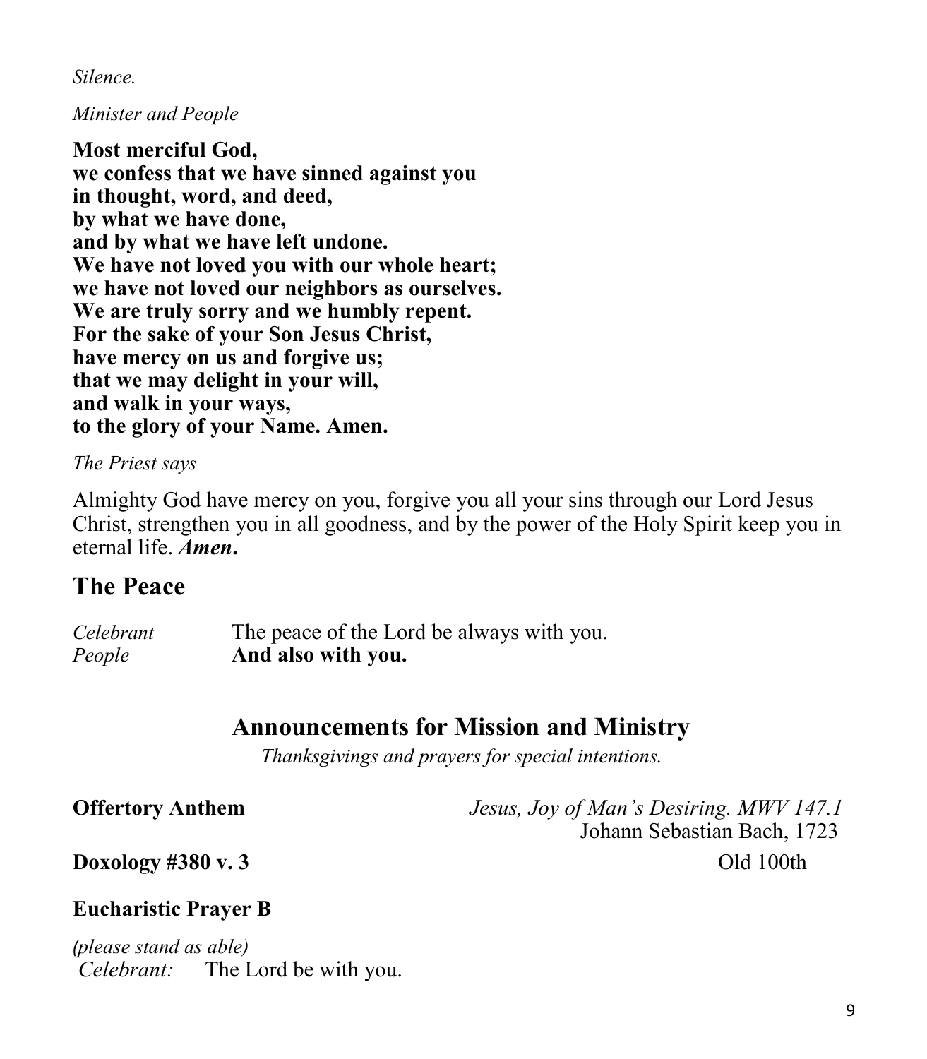*Silence.*

*Minister and People*

**Most merciful God,**
**we confess that we have sinned against you**
**in thought, word, and deed,**
**by what we have done,**
**and by what we have left undone.**
**We have not loved you with our whole heart;**
**we have not loved our neighbors as ourselves.**
**We are truly sorry and we humbly repent.**
**For the sake of your Son Jesus Christ,**
**have mercy on us and forgive us;**
**that we may delight in your will,**
**and walk in your ways,**
**to the glory of your Name. Amen.**

*The Priest says*

Almighty God have mercy on you, forgive you all your sins through our Lord Jesus Christ, strengthen you in all goodness, and by the power of the Holy Spirit keep you in eternal life. ***Amen*.**

## The Peace

*Celebrant* The peace of the Lord be always with you.
*People* **And also with you.**

### Announcements for Mission and Ministry

*Thanksgivings and prayers for special intentions.*

**Offertory Anthem** *Jesus, Joy of Man's Desiring. MWV 147.1*
Johann Sebastian Bach, 1723

**Doxology #380 v. 3** Old 100th

**Eucharistic Prayer B**

*(please stand as able)*
*Celebrant:* The Lord be with you.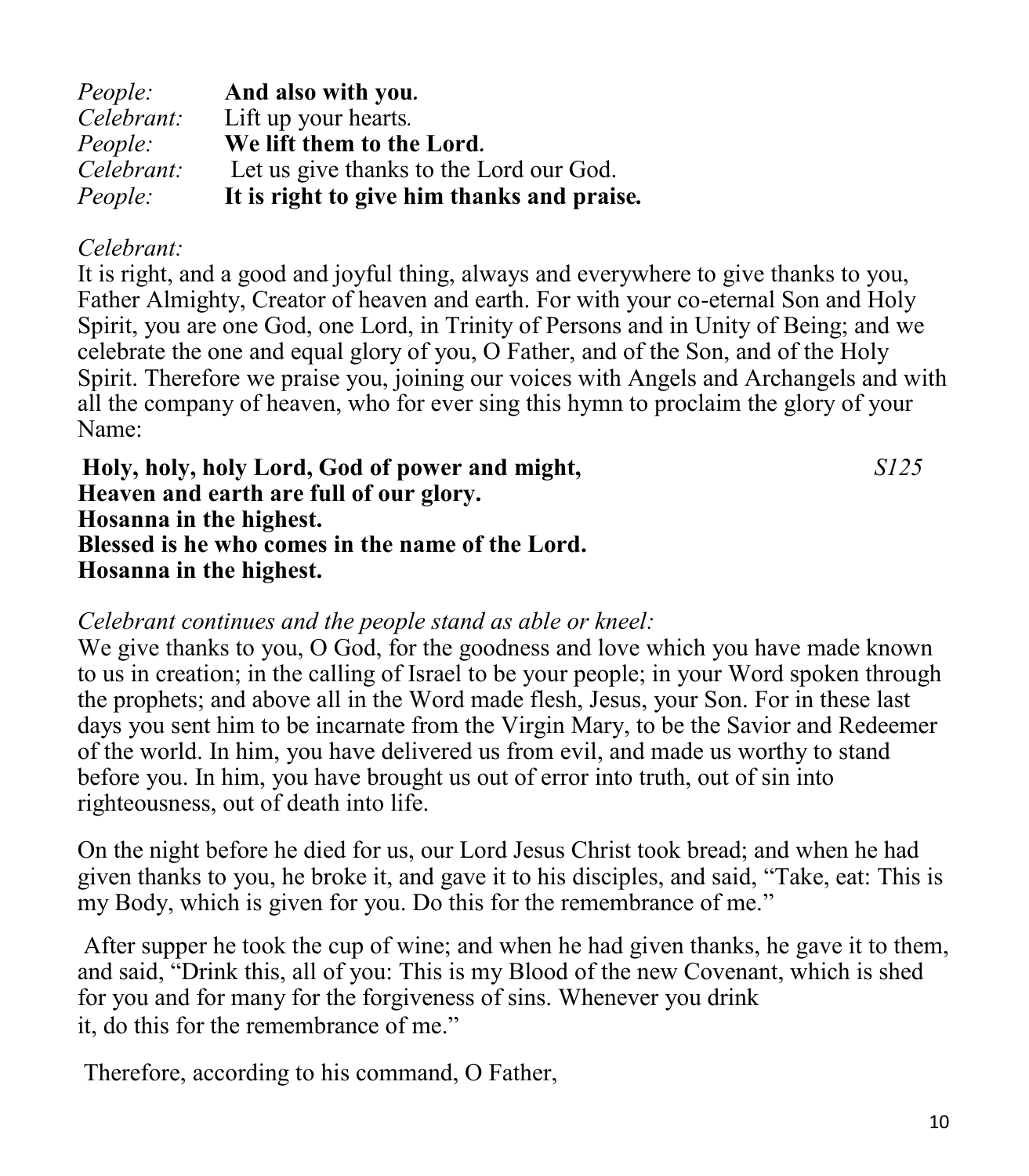*People:* **And also with you.**
*Celebrant:* Lift up your hearts.
*People:* **We lift them to the Lord.**
*Celebrant:* Let us give thanks to the Lord our God.
*People:* **It is right to give him thanks and praise.**

*Celebrant:*
It is right, and a good and joyful thing, always and everywhere to give thanks to you, Father Almighty, Creator of heaven and earth. For with your co-eternal Son and Holy Spirit, you are one God, one Lord, in Trinity of Persons and in Unity of Being; and we celebrate the one and equal glory of you, O Father, and of the Son, and of the Holy Spirit. Therefore we praise you, joining our voices with Angels and Archangels and with all the company of heaven, who for ever sing this hymn to proclaim the glory of your Name:

**Holy, holy, holy Lord, God of power and might,** *S125*
**Heaven and earth are full of our glory.**
**Hosanna in the highest.**
**Blessed is he who comes in the name of the Lord.**
**Hosanna in the highest.**

*Celebrant continues and the people stand as able or kneel:*
We give thanks to you, O God, for the goodness and love which you have made known to us in creation; in the calling of Israel to be your people; in your Word spoken through the prophets; and above all in the Word made flesh, Jesus, your Son. For in these last days you sent him to be incarnate from the Virgin Mary, to be the Savior and Redeemer of the world. In him, you have delivered us from evil, and made us worthy to stand before you. In him, you have brought us out of error into truth, out of sin into righteousness, out of death into life.

On the night before he died for us, our Lord Jesus Christ took bread; and when he had given thanks to you, he broke it, and gave it to his disciples, and said, "Take, eat: This is my Body, which is given for you. Do this for the remembrance of me."

After supper he took the cup of wine; and when he had given thanks, he gave it to them, and said, "Drink this, all of you: This is my Blood of the new Covenant, which is shed for you and for many for the forgiveness of sins. Whenever you drink it, do this for the remembrance of me."

Therefore, according to his command, O Father,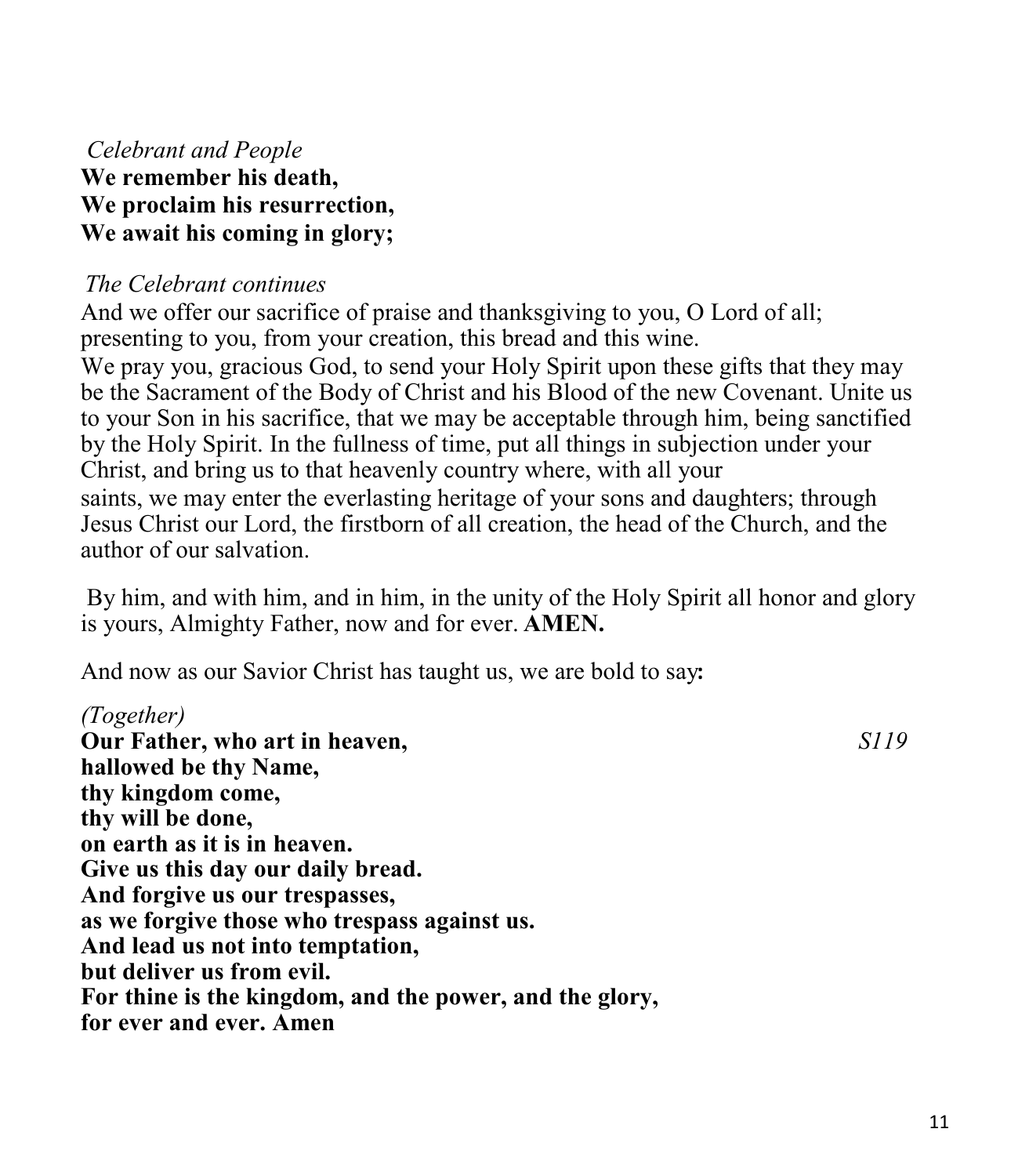*Celebrant and People*
**We remember his death,**
**We proclaim his resurrection,**
**We await his coming in glory;**

*The Celebrant continues*
And we offer our sacrifice of praise and thanksgiving to you, O Lord of all; presenting to you, from your creation, this bread and this wine.
We pray you, gracious God, to send your Holy Spirit upon these gifts that they may be the Sacrament of the Body of Christ and his Blood of the new Covenant. Unite us to your Son in his sacrifice, that we may be acceptable through him, being sanctified by the Holy Spirit. In the fullness of time, put all things in subjection under your Christ, and bring us to that heavenly country where, with all your saints, we may enter the everlasting heritage of your sons and daughters; through Jesus Christ our Lord, the firstborn of all creation, the head of the Church, and the author of our salvation.

By him, and with him, and in him, in the unity of the Holy Spirit all honor and glory is yours, Almighty Father, now and for ever. **AMEN.**

And now as our Savior Christ has taught us, we are bold to say**:**

*(Together)*
**Our Father, who art in heaven,** *S119*
**hallowed be thy Name,**
**thy kingdom come,**
**thy will be done,**
**on earth as it is in heaven.**
**Give us this day our daily bread.**
**And forgive us our trespasses,**
**as we forgive those who trespass against us.**
**And lead us not into temptation,**
**but deliver us from evil.**
**For thine is the kingdom, and the power, and the glory,**
**for ever and ever. Amen**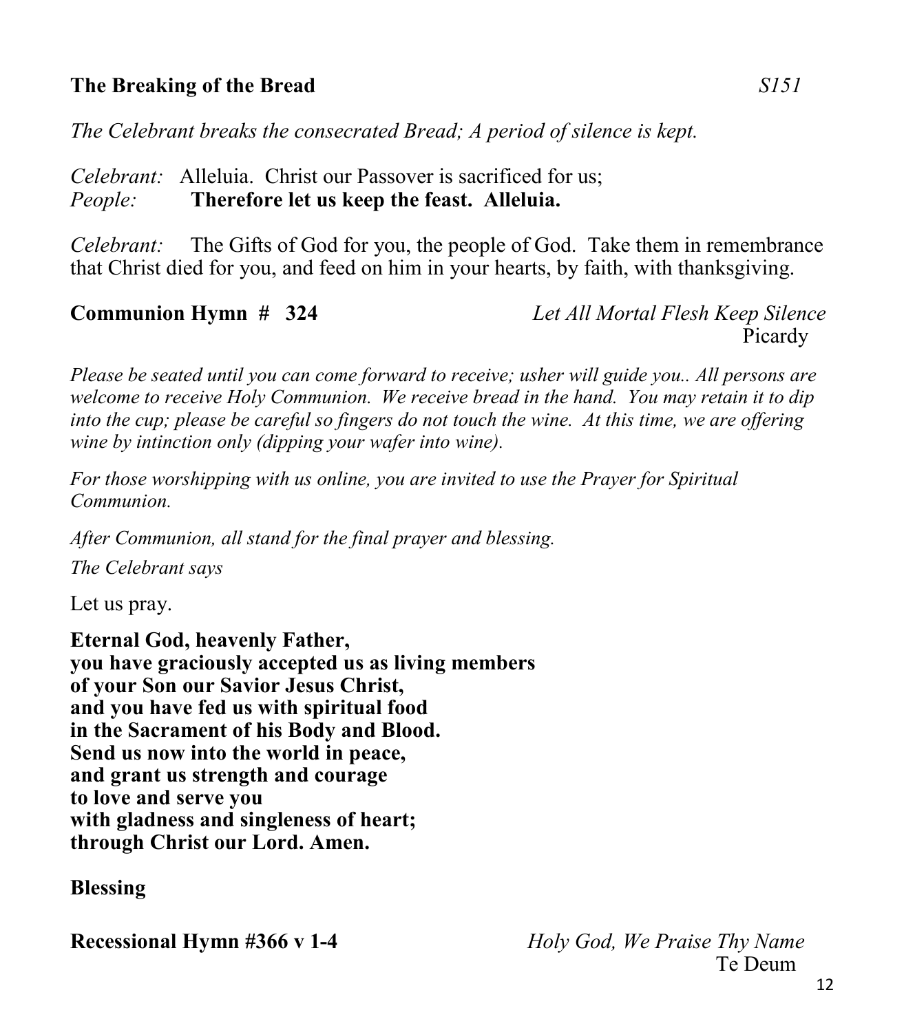**The Breaking of the Bread** *S151*

*The Celebrant breaks the consecrated Bread; A period of silence is kept.*

*Celebrant:* Alleluia. Christ our Passover is sacrificed for us;
*People:* **Therefore let us keep the feast. Alleluia.**

*Celebrant:* The Gifts of God for you, the people of God. Take them in remembrance that Christ died for you, and feed on him in your hearts, by faith, with thanksgiving.

**Communion Hymn # 324** *Let All Mortal Flesh Keep Silence*
Picardy

*Please be seated until you can come forward to receive; usher will guide you.. All persons are welcome to receive Holy Communion. We receive bread in the hand. You may retain it to dip into the cup; please be careful so fingers do not touch the wine. At this time, we are offering wine by intinction only (dipping your wafer into wine).*

*For those worshipping with us online, you are invited to use the Prayer for Spiritual Communion.*

*After Communion, all stand for the final prayer and blessing.*

*The Celebrant says*

Let us pray.

**Eternal God, heavenly Father,**
**you have graciously accepted us as living members**
**of your Son our Savior Jesus Christ,**
**and you have fed us with spiritual food**
**in the Sacrament of his Body and Blood.**
**Send us now into the world in peace,**
**and grant us strength and courage**
**to love and serve you**
**with gladness and singleness of heart;**
**through Christ our Lord. Amen.**

**Blessing**

**Recessional Hymn #366 v 1-4** *Holy God, We Praise Thy Name*
Te Deum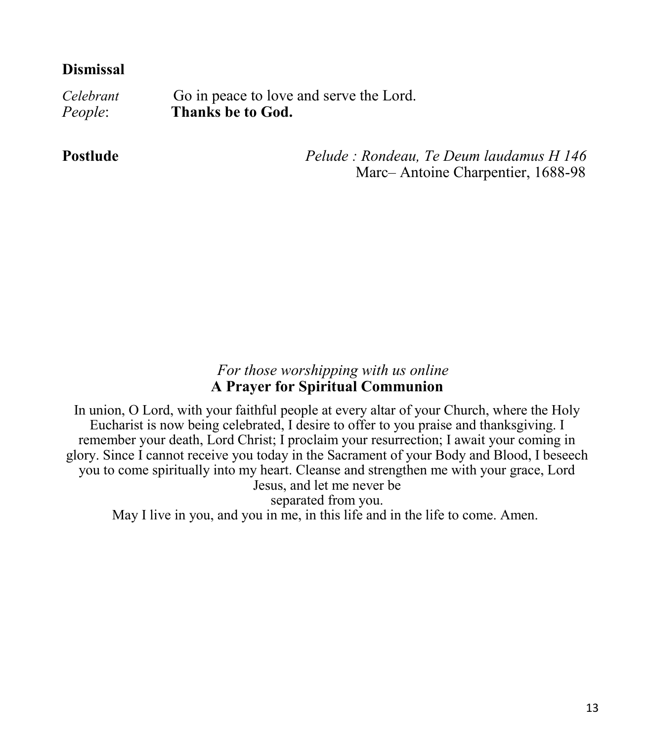**Dismissal**

*Celebrant* Go in peace to love and serve the Lord.
*People*: **Thanks be to God.**

**Postlude** *Pelude : Rondeau, Te Deum laudamus H 146*
Marc– Antoine Charpentier, 1688-98

*For those worshipping with us online*
**A Prayer for Spiritual Communion**

In union, O Lord, with your faithful people at every altar of your Church, where the Holy Eucharist is now being celebrated, I desire to offer to you praise and thanksgiving. I remember your death, Lord Christ; I proclaim your resurrection; I await your coming in glory. Since I cannot receive you today in the Sacrament of your Body and Blood, I beseech you to come spiritually into my heart. Cleanse and strengthen me with your grace, Lord Jesus, and let me never be separated from you.
May I live in you, and you in me, in this life and in the life to come. Amen.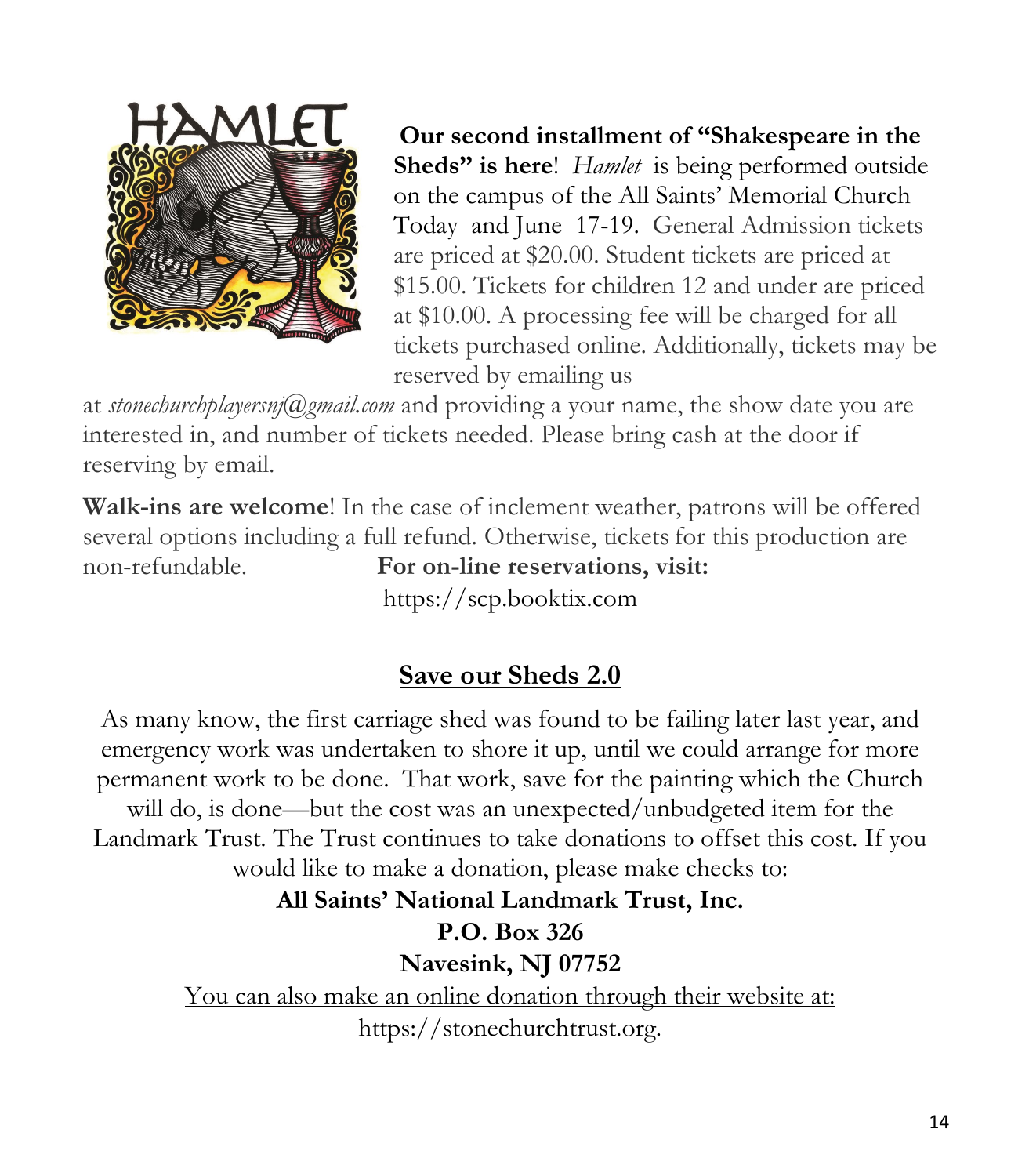**Our second installment of "Shakespeare in the Sheds" is here**! *Hamlet* is being performed outside on the campus of the All Saints' Memorial Church Today and June 17-19. General Admission tickets are priced at $20.00. Student tickets are priced at $15.00. Tickets for children 12 and under are priced at $10.00. A processing fee will be charged for all tickets purchased online. Additionally, tickets may be reserved by emailing us at *stonechurchplayersnj@gmail.com* and providing a your name, the show date you are interested in, and number of tickets needed. Please bring cash at the door if reserving by email.

**Walk-ins are welcome**! In the case of inclement weather, patrons will be offered several options including a full refund. Otherwise, tickets for this production are non-refundable. **For on-line reservations, visit:** https://scp.booktix.com

## Save our Sheds 2.0

As many know, the first carriage shed was found to be failing later last year, and emergency work was undertaken to shore it up, until we could arrange for more permanent work to be done. That work, save for the painting which the Church will do, is done—but the cost was an unexpected/unbudgeted item for the Landmark Trust. The Trust continues to take donations to offset this cost. If you would like to make a donation, please make checks to:

**All Saints' National Landmark Trust, Inc.**
**P.O. Box 326**
**Navesink, NJ 07752**

You can also make an online donation through their website at:
https://stonechurchtrust.org.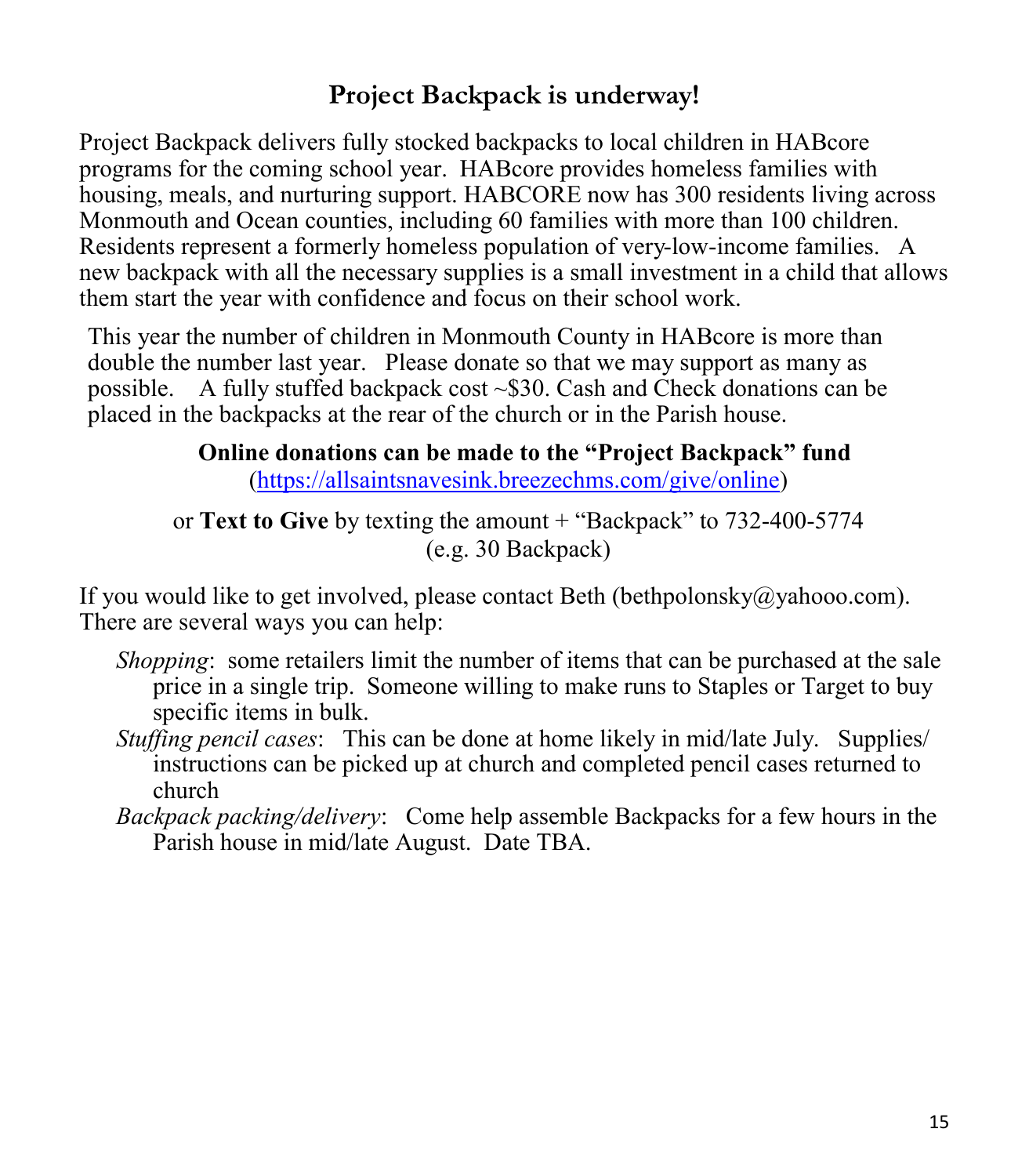## Project Backpack is underway!

Project Backpack delivers fully stocked backpacks to local children in HABcore programs for the coming school year. HABcore provides homeless families with housing, meals, and nurturing support. HABCORE now has 300 residents living across Monmouth and Ocean counties, including 60 families with more than 100 children. Residents represent a formerly homeless population of very-low-income families. A new backpack with all the necessary supplies is a small investment in a child that allows them start the year with confidence and focus on their school work.

This year the number of children in Monmouth County in HABcore is more than double the number last year. Please donate so that we may support as many as possible. A fully stuffed backpack cost ~$30. Cash and Check donations can be placed in the backpacks at the rear of the church or in the Parish house.

**Online donations can be made to the "Project Backpack" fund**
([https://allsaintsnavesink.breezechms.com/give/online](https://allsaintsnavesink.breezechms.com/give/online))

or **Text to Give** by texting the amount + "Backpack" to 732-400-5774
(e.g. 30 Backpack)

If you would like to get involved, please contact Beth (bethpolonsky@yahooo.com). There are several ways you can help:

- *Shopping*: some retailers limit the number of items that can be purchased at the sale price in a single trip. Someone willing to make runs to Staples or Target to buy specific items in bulk.
- *Stuffing pencil cases*: This can be done at home likely in mid/late July. Supplies/ instructions can be picked up at church and completed pencil cases returned to church
- *Backpack packing/delivery*: Come help assemble Backpacks for a few hours in the Parish house in mid/late August. Date TBA.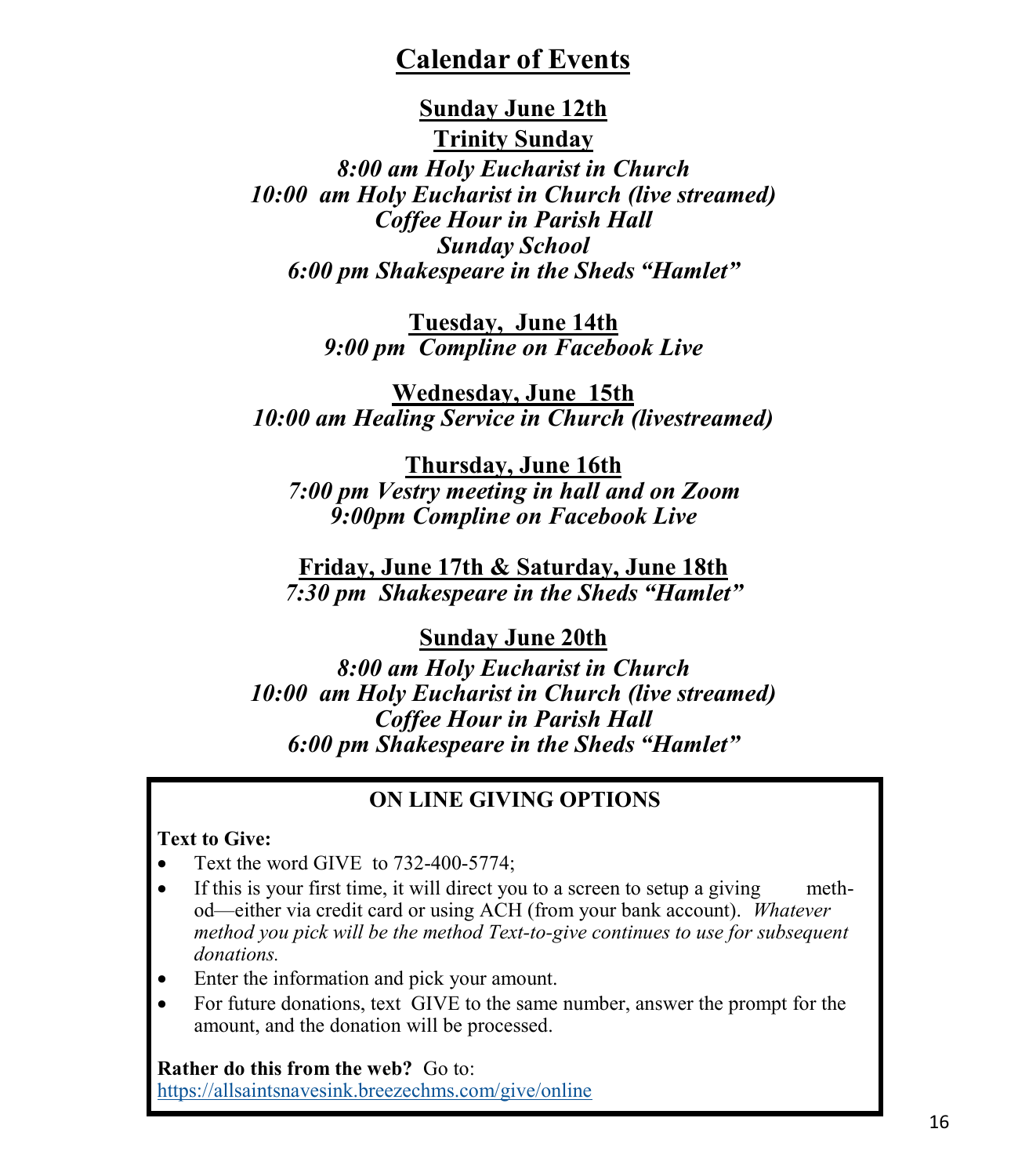# Calendar of Events

**Sunday June 12th**

**Trinity Sunday**

***8:00 am Holy Eucharist in Church***
***10:00 am Holy Eucharist in Church (live streamed)***
***Coffee Hour in Parish Hall***
***Sunday School***
***6:00 pm Shakespeare in the Sheds "Hamlet"***

**Tuesday, June 14th**

***9:00 pm Compline on Facebook Live***

**Wednesday, June 15th**

***10:00 am Healing Service in Church (livestreamed)***

**Thursday, June 16th**

***7:00 pm Vestry meeting in hall and on Zoom***
***9:00pm Compline on Facebook Live***

**Friday, June 17th & Saturday, June 18th**

***7:30 pm Shakespeare in the Sheds "Hamlet"***

**Sunday June 20th**

***8:00 am Holy Eucharist in Church***
***10:00 am Holy Eucharist in Church (live streamed)***
***Coffee Hour in Parish Hall***
***6:00 pm Shakespeare in the Sheds "Hamlet"***

## ON LINE GIVING OPTIONS

**Text to Give:**

- Text the word GIVE to 732-400-5774;
- If this is your first time, it will direct you to a screen to setup a giving method—either via credit card or using ACH (from your bank account). *Whatever method you pick will be the method Text-to-give continues to use for subsequent donations.*
- Enter the information and pick your amount.
- For future donations, text GIVE to the same number, answer the prompt for the amount, and the donation will be processed.

**Rather do this from the web?** Go to:
https://allsaintsnavesink.breezechms.com/give/online